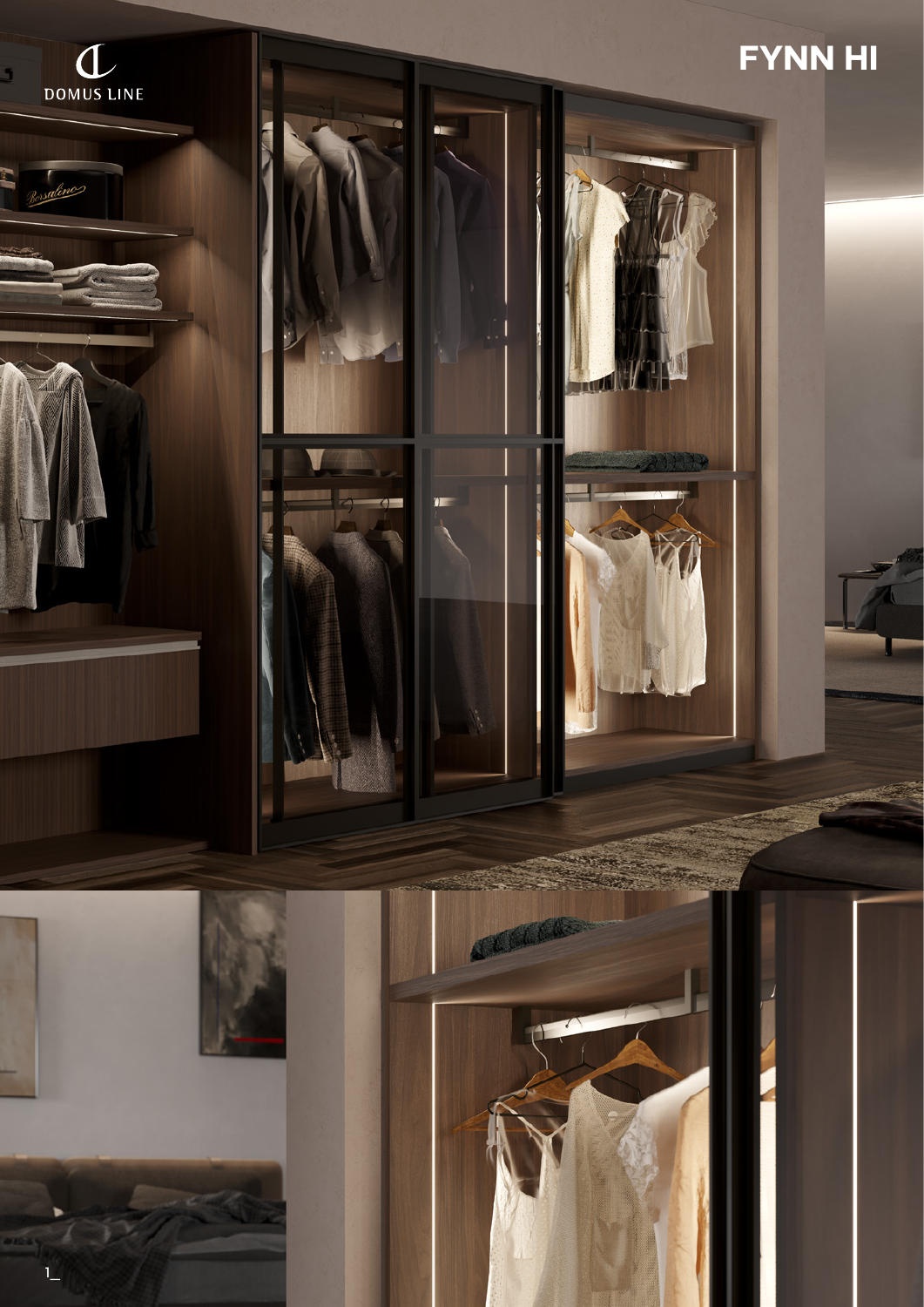DOMUS LINE

# FYNN HI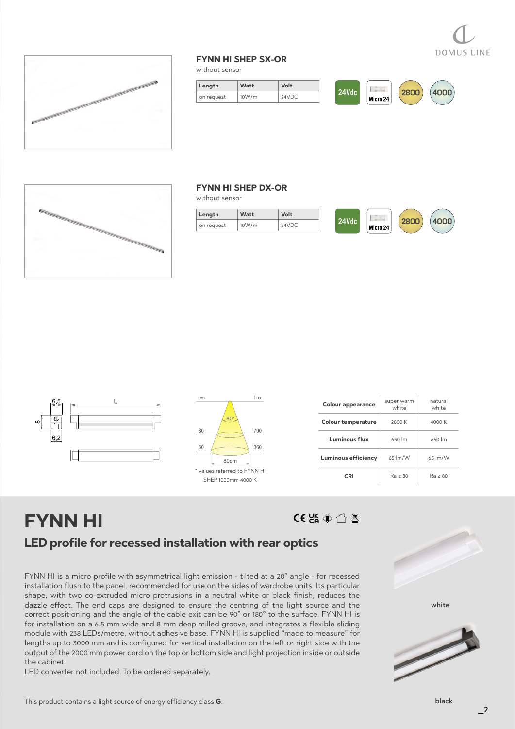### FYNN HI SHEP SX-OR

without sensor

| Length | Watt | Volt |
|---|---|---|
| on request | 10W/m | 24VDC |

24Vdc Micro 24 2800 4000

### FYNN HI SHEP DX-OR

without sensor

| Length | Watt | Volt |
|---|---|---|
| on request | 10W/m | 24VDC |

24Vdc Micro 24 2800 4000

6,5
L
8
6,2

cm
Lux
80°
30
700
50
360
80cm

* values referred to FYNN HI SHEP 1000mm 4000 K

| Colour appearance | super warm white | natural white |
|---|---|---|
| Colour temperature | 2800 K | 4000 K |
| Luminous flux | 650 lm | 650 lm |
| Luminous efficiency | 65 lm/W | 65 lm/W |
| CRI | Ra ≥ 80 | Ra ≥ 80 |

# FYNN HI

## LED profile for recessed installation with rear optics

FYNN HI is a micro profile with asymmetrical light emission – tilted at a 20° angle – for recessed installation flush to the panel, recommended for use on the sides of wardrobe units. Its particular shape, with two co-extruded micro protrusions in a neutral white or black finish, reduces the dazzle effect. The end caps are designed to ensure the centring of the light source and the correct positioning and the angle of the cable exit can be 90° or 180° to the surface. FYNN HI is for installation on a 6.5 mm wide and 8 mm deep milled groove, and integrates a flexible sliding module with 238 LEDs/metre, without adhesive base. FYNN HI is supplied "made to measure" for lengths up to 3000 mm and is configured for vertical installation on the left or right side with the output of the 2000 mm power cord on the top or bottom side and light projection inside or outside the cabinet.

LED converter not included. To be ordered separately.

white

black

This product contains a light source of energy efficiency class **G**.